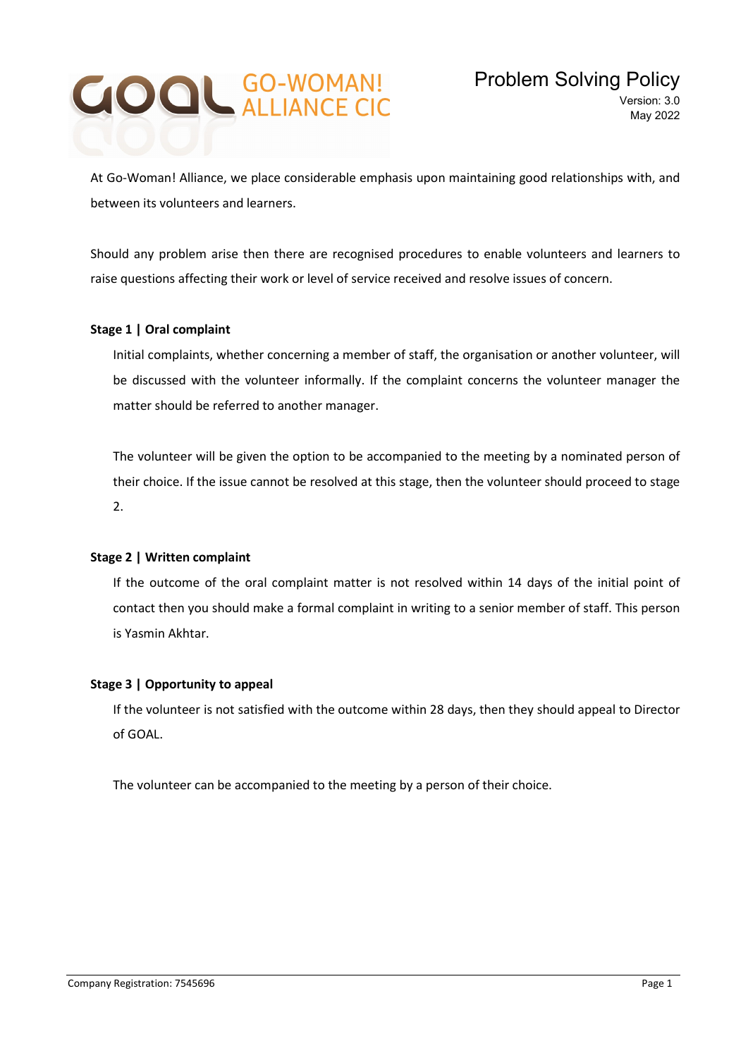GOAL GO-WOMAN! ALLIANCE CIC

# Problem Solving Policy

Version: 3.0
May 2022

At Go-Woman! Alliance, we place considerable emphasis upon maintaining good relationships with, and between its volunteers and learners.

Should any problem arise then there are recognised procedures to enable volunteers and learners to raise questions affecting their work or level of service received and resolve issues of concern.

**Stage 1 | Oral complaint**

Initial complaints, whether concerning a member of staff, the organisation or another volunteer, will be discussed with the volunteer informally. If the complaint concerns the volunteer manager the matter should be referred to another manager.

The volunteer will be given the option to be accompanied to the meeting by a nominated person of their choice. If the issue cannot be resolved at this stage, then the volunteer should proceed to stage 2.

**Stage 2 | Written complaint**

If the outcome of the oral complaint matter is not resolved within 14 days of the initial point of contact then you should make a formal complaint in writing to a senior member of staff. This person is Yasmin Akhtar.

**Stage 3 | Opportunity to appeal**

If the volunteer is not satisfied with the outcome within 28 days, then they should appeal to Director of GOAL.

The volunteer can be accompanied to the meeting by a person of their choice.

Company Registration: 7545696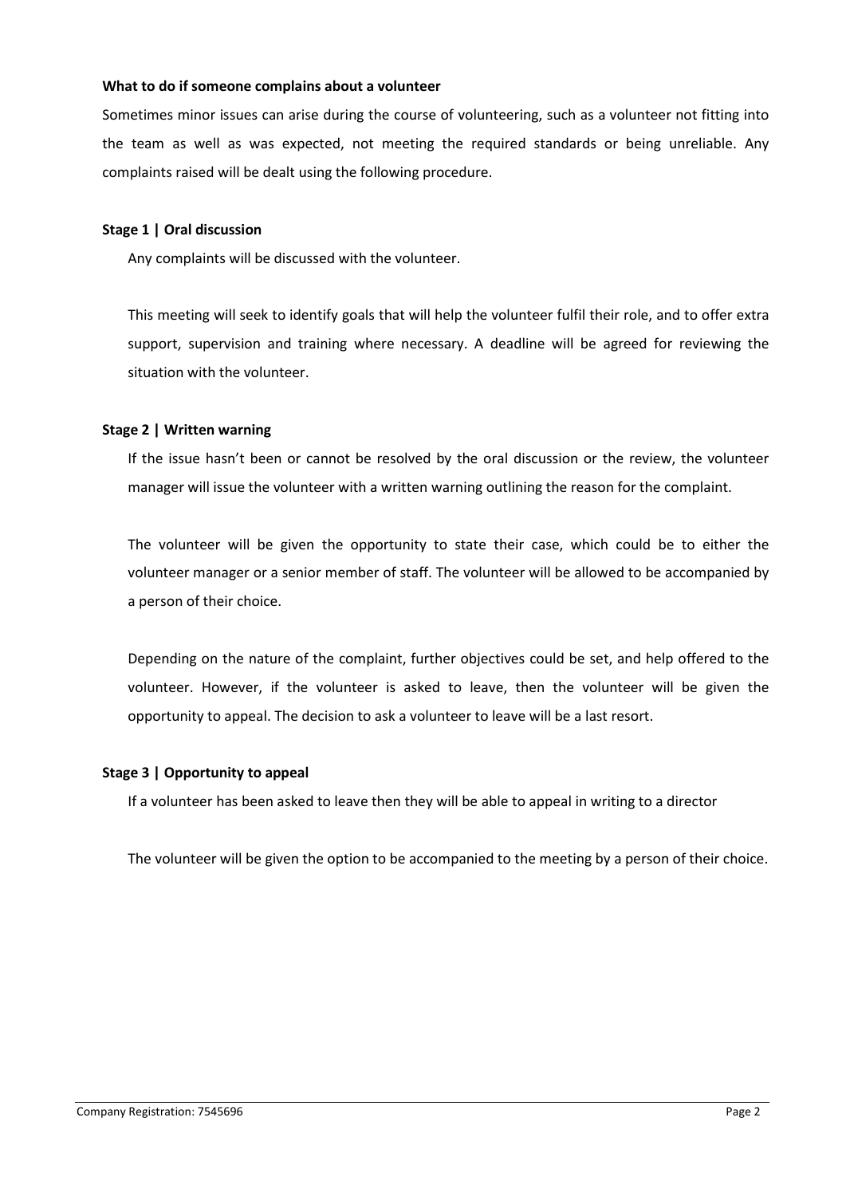**What to do if someone complains about a volunteer**

Sometimes minor issues can arise during the course of volunteering, such as a volunteer not fitting into the team as well as was expected, not meeting the required standards or being unreliable. Any complaints raised will be dealt using the following procedure.

**Stage 1 | Oral discussion**

Any complaints will be discussed with the volunteer.

This meeting will seek to identify goals that will help the volunteer fulfil their role, and to offer extra support, supervision and training where necessary. A deadline will be agreed for reviewing the situation with the volunteer.

**Stage 2 | Written warning**

If the issue hasn't been or cannot be resolved by the oral discussion or the review, the volunteer manager will issue the volunteer with a written warning outlining the reason for the complaint.

The volunteer will be given the opportunity to state their case, which could be to either the volunteer manager or a senior member of staff. The volunteer will be allowed to be accompanied by a person of their choice.

Depending on the nature of the complaint, further objectives could be set, and help offered to the volunteer. However, if the volunteer is asked to leave, then the volunteer will be given the opportunity to appeal. The decision to ask a volunteer to leave will be a last resort.

**Stage 3 | Opportunity to appeal**

If a volunteer has been asked to leave then they will be able to appeal in writing to a director

The volunteer will be given the option to be accompanied to the meeting by a person of their choice.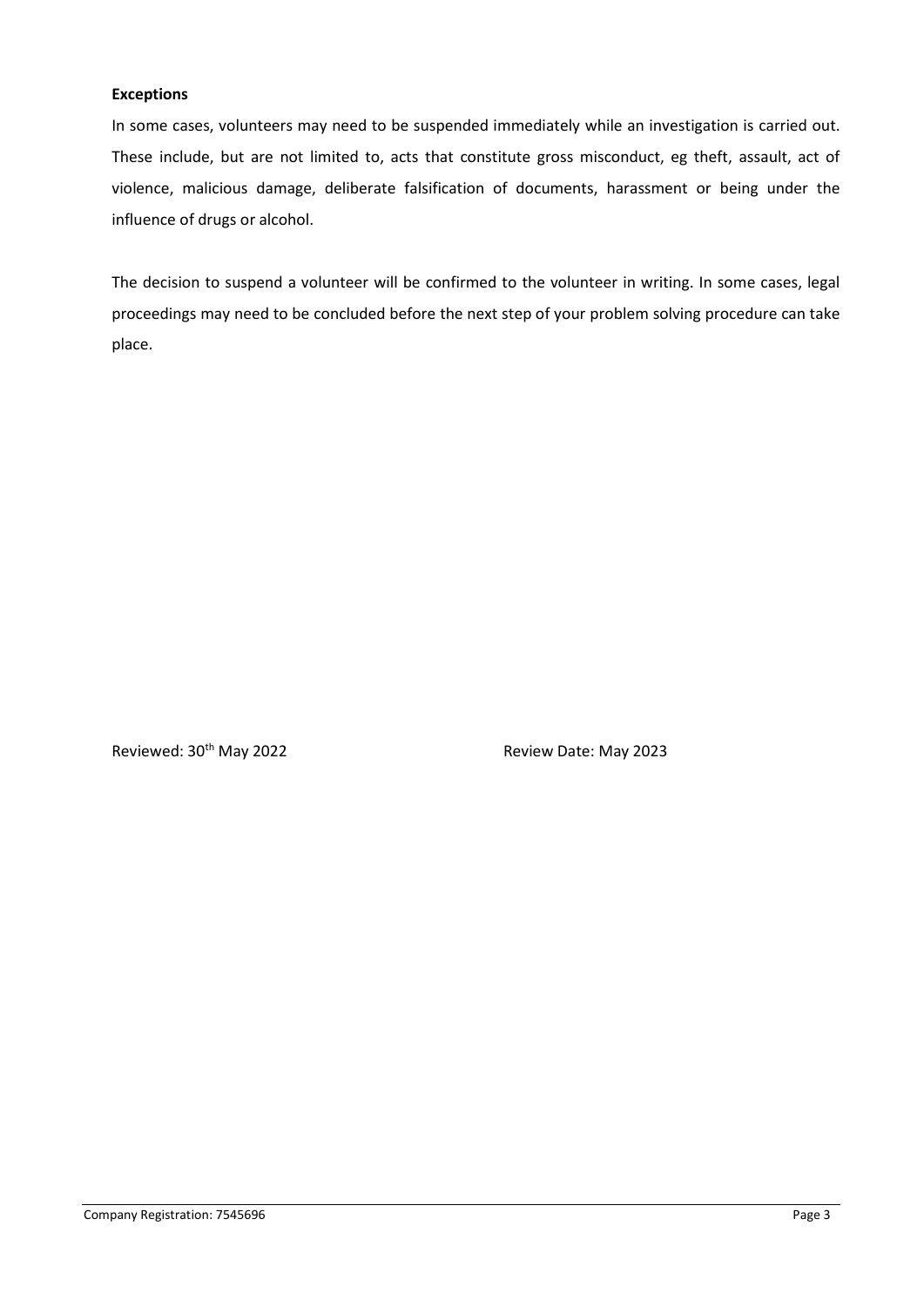**Exceptions**

In some cases, volunteers may need to be suspended immediately while an investigation is carried out. These include, but are not limited to, acts that constitute gross misconduct, eg theft, assault, act of violence, malicious damage, deliberate falsification of documents, harassment or being under the influence of drugs or alcohol.

The decision to suspend a volunteer will be confirmed to the volunteer in writing. In some cases, legal proceedings may need to be concluded before the next step of your problem solving procedure can take place.

Reviewed: 30th May 2022 Review Date: May 2023